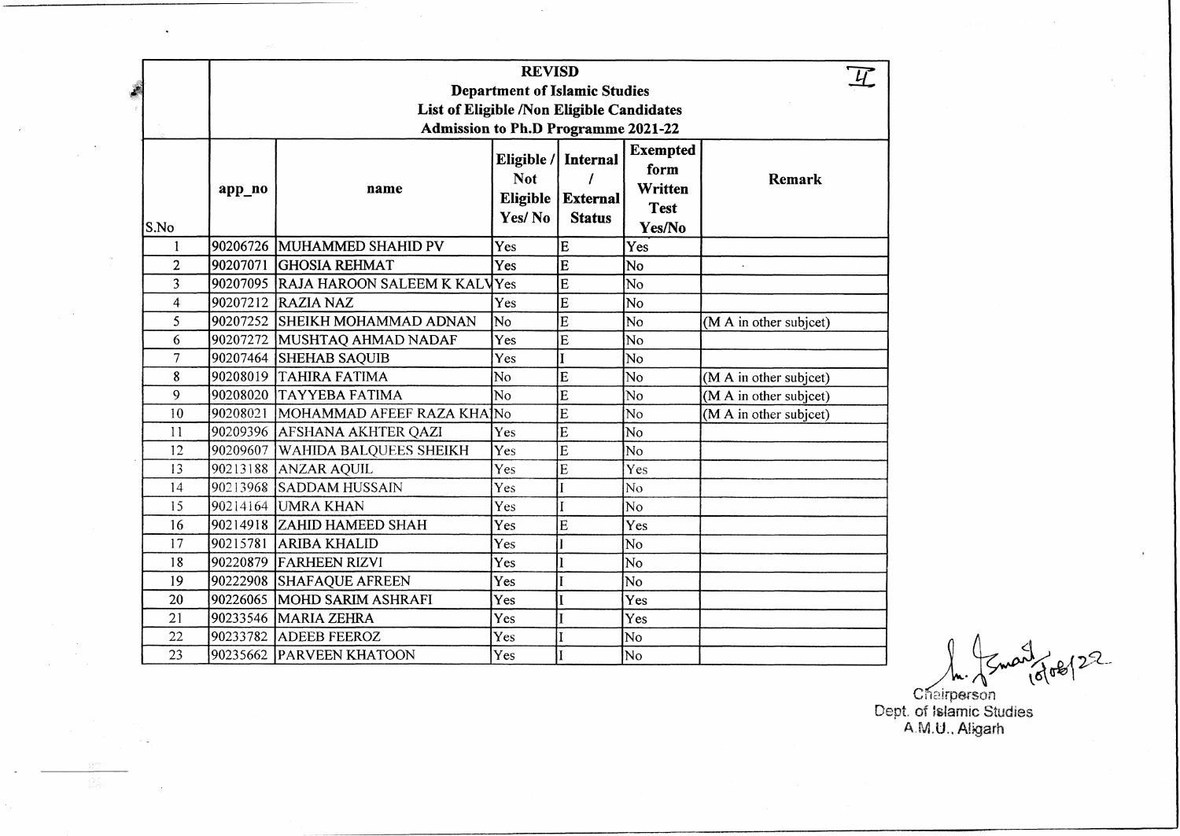**REVISD**

**Department of Islamic Studies**

**List of Eligible /Non Eligible Candidates**

**Admission to Ph.D Programme 2021-22**

| S.No | app_no | name | Eligible / Not Eligible Yes/ No | Internal / External Status | Exempted form Written Test Yes/No | Remark |
|---|---|---|---|---|---|---|
| 1 | 90206726 | MUHAMMED SHAHID PV | Yes | E | Yes | |
| 2 | 90207071 | GHOSIA REHMAT | Yes | E | No | |
| 3 | 90207095 | RAJA HAROON SALEEM K KALV | Yes | E | No | |
| 4 | 90207212 | RAZIA NAZ | Yes | E | No | |
| 5 | 90207252 | SHEIKH MOHAMMAD ADNAN | No | E | No | (M A in other subjcet) |
| 6 | 90207272 | MUSHTAQ AHMAD NADAF | Yes | E | No | |
| 7 | 90207464 | SHEHAB SAQUIB | Yes | I | No | |
| 8 | 90208019 | TAHIRA FATIMA | No | E | No | (M A in other subjcet) |
| 9 | 90208020 | TAYYEBA FATIMA | No | E | No | (M A in other subjcet) |
| 10 | 90208021 | MOHAMMAD AFEEF RAZA KHA | No | E | No | (M A in other subjcet) |
| 11 | 90209396 | AFSHANA AKHTER QAZI | Yes | E | No | |
| 12 | 90209607 | WAHIDA BALQUEES SHEIKH | Yes | E | No | |
| 13 | 90213188 | ANZAR AQUIL | Yes | E | Yes | |
| 14 | 90213968 | SADDAM HUSSAIN | Yes | I | No | |
| 15 | 90214164 | UMRA KHAN | Yes | I | No | |
| 16 | 90214918 | ZAHID HAMEED SHAH | Yes | E | Yes | |
| 17 | 90215781 | ARIBA KHALID | Yes | I | No | |
| 18 | 90220879 | FARHEEN RIZVI | Yes | I | No | |
| 19 | 90222908 | SHAFAQUE AFREEN | Yes | I | No | |
| 20 | 90226065 | MOHD SARIM ASHRAFI | Yes | I | Yes | |
| 21 | 90233546 | MARIA ZEHRA | Yes | I | Yes | |
| 22 | 90233782 | ADEEB FEEROZ | Yes | I | No | |
| 23 | 90235662 | PARVEEN KHATOON | Yes | I | No | |

10/08/22

Chairperson
Dept. of Islamic Studies
A.M.U., Aligarh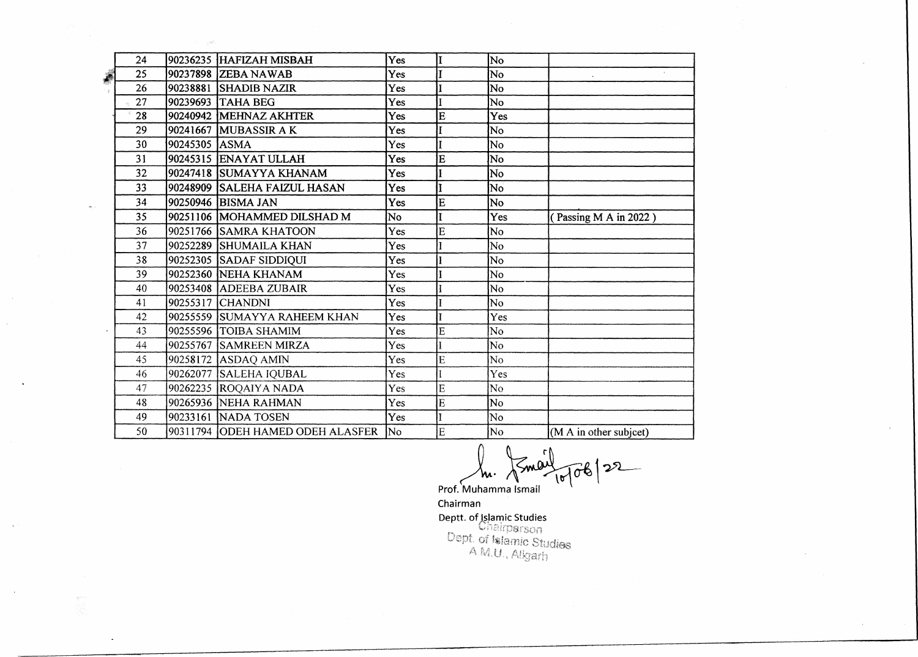| | | | | | | |
|---|---|---|---|---|---|---|
| 24 | 90236235 | HAFIZAH MISBAH | Yes | I | No | |
| 25 | 90237898 | ZEBA NAWAB | Yes | I | No | |
| 26 | 90238881 | SHADIB NAZIR | Yes | I | No | |
| 27 | 90239693 | TAHA BEG | Yes | I | No | |
| 28 | 90240942 | MEHNAZ AKHTER | Yes | E | Yes | |
| 29 | 90241667 | MUBASSIR A K | Yes | I | No | |
| 30 | 90245305 | ASMA | Yes | I | No | |
| 31 | 90245315 | ENAYAT ULLAH | Yes | E | No | |
| 32 | 90247418 | SUMAYYA KHANAM | Yes | I | No | |
| 33 | 90248909 | SALEHA FAIZUL HASAN | Yes | I | No | |
| 34 | 90250946 | BISMA JAN | Yes | E | No | |
| 35 | 90251106 | MOHAMMED DILSHAD M | No | I | Yes | ( Passing M A in 2022 ) |
| 36 | 90251766 | SAMRA KHATOON | Yes | E | No | |
| 37 | 90252289 | SHUMAILA KHAN | Yes | I | No | |
| 38 | 90252305 | SADAF SIDDIQUI | Yes | I | No | |
| 39 | 90252360 | NEHA KHANAM | Yes | I | No | |
| 40 | 90253408 | ADEEBA ZUBAIR | Yes | I | No | |
| 41 | 90255317 | CHANDNI | Yes | I | No | |
| 42 | 90255559 | SUMAYYA RAHEEM KHAN | Yes | I | Yes | |
| 43 | 90255596 | TOIBA SHAMIM | Yes | E | No | |
| 44 | 90255767 | SAMREEN MIRZA | Yes | I | No | |
| 45 | 90258172 | ASDAQ AMIN | Yes | E | No | |
| 46 | 90262077 | SALEHA IQUBAL | Yes | I | Yes | |
| 47 | 90262235 | ROQAIYA NADA | Yes | E | No | |
| 48 | 90265936 | NEHA RAHMAN | Yes | E | No | |
| 49 | 90233161 | NADA TOSEN | Yes | I | No | |
| 50 | 90311794 | ODEH HAMED ODEH ALASFER | No | E | No | (M A in other subjcet) |

M. Ismail 10/08/22

Prof. Muhamma Ismail
Chairman
Deptt. of Islamic Studies

Chairperson
Dept. of Islamic Studies
A.M.U., Aligarh